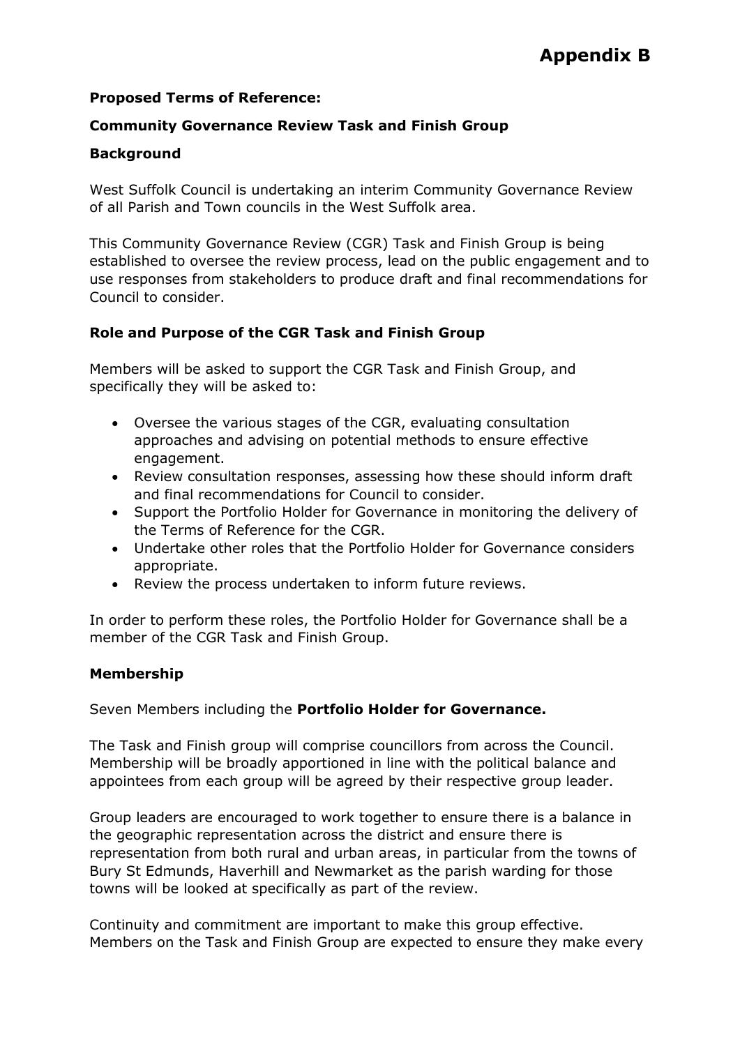# Appendix B

**Proposed Terms of Reference:**

**Community Governance Review Task and Finish Group**

**Background**

West Suffolk Council is undertaking an interim Community Governance Review of all Parish and Town councils in the West Suffolk area.

This Community Governance Review (CGR) Task and Finish Group is being established to oversee the review process, lead on the public engagement and to use responses from stakeholders to produce draft and final recommendations for Council to consider.

**Role and Purpose of the CGR Task and Finish Group**

Members will be asked to support the CGR Task and Finish Group, and specifically they will be asked to:

- Oversee the various stages of the CGR, evaluating consultation approaches and advising on potential methods to ensure effective engagement.
- Review consultation responses, assessing how these should inform draft and final recommendations for Council to consider.
- Support the Portfolio Holder for Governance in monitoring the delivery of the Terms of Reference for the CGR.
- Undertake other roles that the Portfolio Holder for Governance considers appropriate.
- Review the process undertaken to inform future reviews.

In order to perform these roles, the Portfolio Holder for Governance shall be a member of the CGR Task and Finish Group.

**Membership**

Seven Members including the **Portfolio Holder for Governance.**

The Task and Finish group will comprise councillors from across the Council. Membership will be broadly apportioned in line with the political balance and appointees from each group will be agreed by their respective group leader.

Group leaders are encouraged to work together to ensure there is a balance in the geographic representation across the district and ensure there is representation from both rural and urban areas, in particular from the towns of Bury St Edmunds, Haverhill and Newmarket as the parish warding for those towns will be looked at specifically as part of the review.

Continuity and commitment are important to make this group effective. Members on the Task and Finish Group are expected to ensure they make every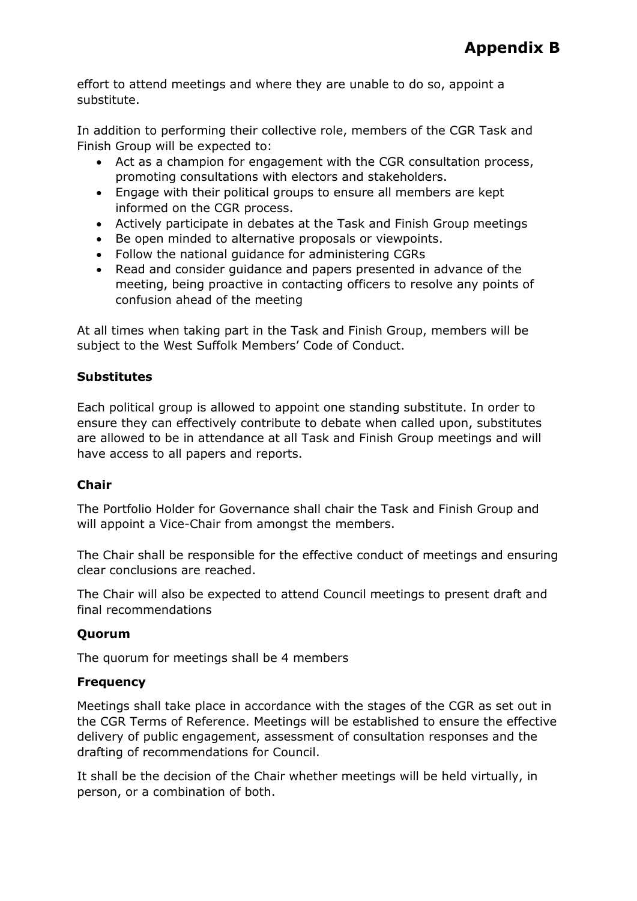effort to attend meetings and where they are unable to do so, appoint a substitute.

In addition to performing their collective role, members of the CGR Task and Finish Group will be expected to:

- Act as a champion for engagement with the CGR consultation process, promoting consultations with electors and stakeholders.
- Engage with their political groups to ensure all members are kept informed on the CGR process.
- Actively participate in debates at the Task and Finish Group meetings
- Be open minded to alternative proposals or viewpoints.
- Follow the national guidance for administering CGRs
- Read and consider guidance and papers presented in advance of the meeting, being proactive in contacting officers to resolve any points of confusion ahead of the meeting

At all times when taking part in the Task and Finish Group, members will be subject to the West Suffolk Members' Code of Conduct.

**Substitutes**

Each political group is allowed to appoint one standing substitute. In order to ensure they can effectively contribute to debate when called upon, substitutes are allowed to be in attendance at all Task and Finish Group meetings and will have access to all papers and reports.

**Chair**

The Portfolio Holder for Governance shall chair the Task and Finish Group and will appoint a Vice-Chair from amongst the members.

The Chair shall be responsible for the effective conduct of meetings and ensuring clear conclusions are reached.

The Chair will also be expected to attend Council meetings to present draft and final recommendations

**Quorum**

The quorum for meetings shall be 4 members

**Frequency**

Meetings shall take place in accordance with the stages of the CGR as set out in the CGR Terms of Reference. Meetings will be established to ensure the effective delivery of public engagement, assessment of consultation responses and the drafting of recommendations for Council.

It shall be the decision of the Chair whether meetings will be held virtually, in person, or a combination of both.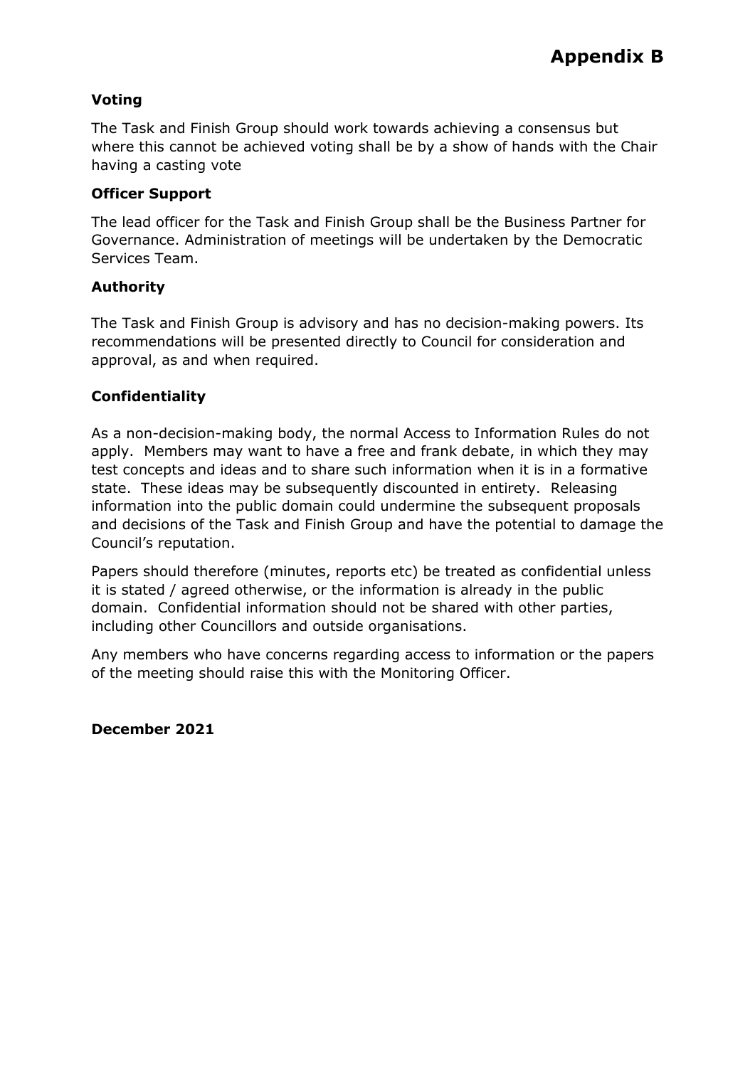# Appendix B

**Voting**

The Task and Finish Group should work towards achieving a consensus but where this cannot be achieved voting shall be by a show of hands with the Chair having a casting vote

**Officer Support**

The lead officer for the Task and Finish Group shall be the Business Partner for Governance. Administration of meetings will be undertaken by the Democratic Services Team.

**Authority**

The Task and Finish Group is advisory and has no decision-making powers. Its recommendations will be presented directly to Council for consideration and approval, as and when required.

**Confidentiality**

As a non-decision-making body, the normal Access to Information Rules do not apply. Members may want to have a free and frank debate, in which they may test concepts and ideas and to share such information when it is in a formative state. These ideas may be subsequently discounted in entirety. Releasing information into the public domain could undermine the subsequent proposals and decisions of the Task and Finish Group and have the potential to damage the Council's reputation.

Papers should therefore (minutes, reports etc) be treated as confidential unless it is stated / agreed otherwise, or the information is already in the public domain. Confidential information should not be shared with other parties, including other Councillors and outside organisations.

Any members who have concerns regarding access to information or the papers of the meeting should raise this with the Monitoring Officer.

**December 2021**